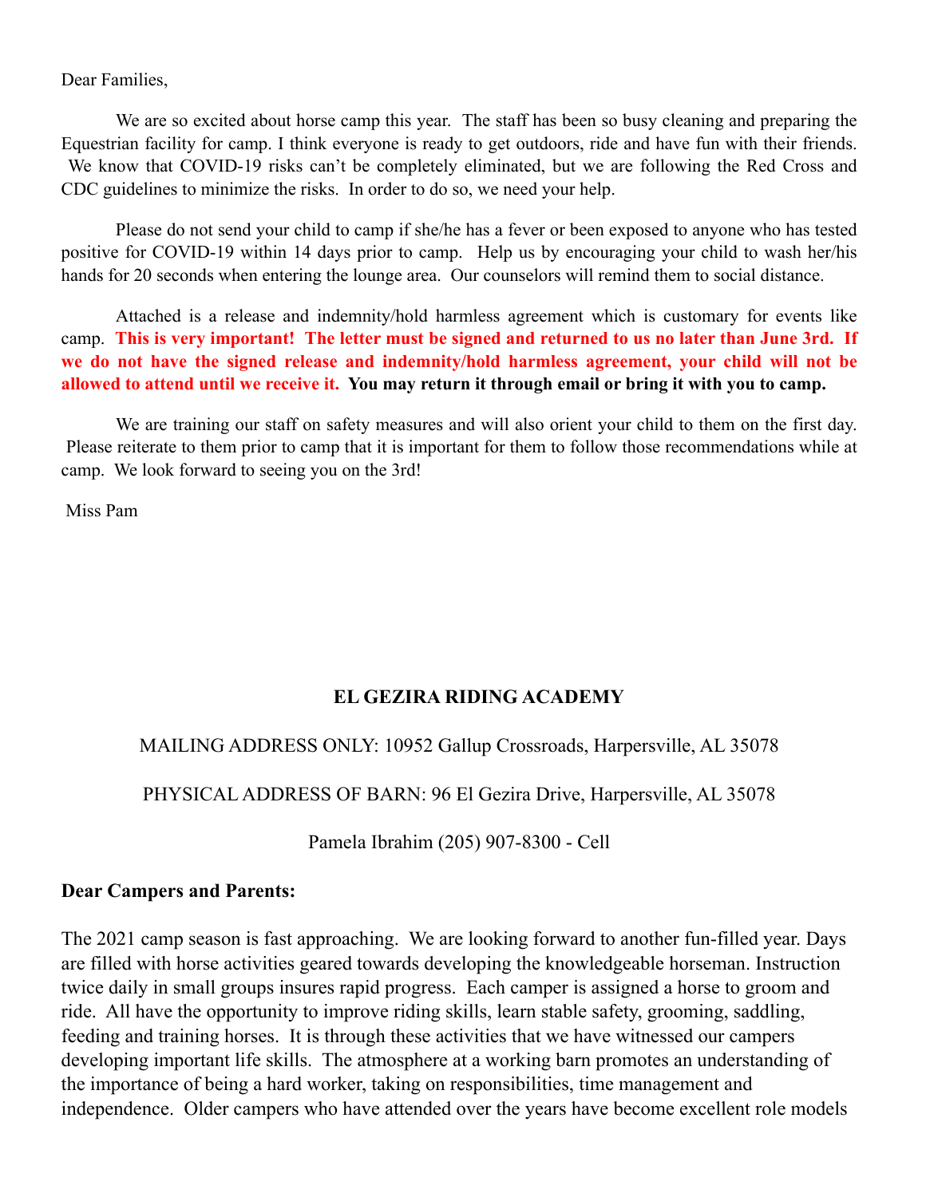Dear Families,

We are so excited about horse camp this year. The staff has been so busy cleaning and preparing the Equestrian facility for camp. I think everyone is ready to get outdoors, ride and have fun with their friends. We know that COVID-19 risks can't be completely eliminated, but we are following the Red Cross and CDC guidelines to minimize the risks. In order to do so, we need your help.

Please do not send your child to camp if she/he has a fever or been exposed to anyone who has tested positive for COVID-19 within 14 days prior to camp. Help us by encouraging your child to wash her/his hands for 20 seconds when entering the lounge area. Our counselors will remind them to social distance.

Attached is a release and indemnity/hold harmless agreement which is customary for events like camp. **This is very important! The letter must be signed and returned to us no later than June 3rd. If we do not have the signed release and indemnity/hold harmless agreement, your child will not be allowed to attend until we receive it. You may return it through email or bring it with you to camp.**

We are training our staff on safety measures and will also orient your child to them on the first day. Please reiterate to them prior to camp that it is important for them to follow those recommendations while at camp. We look forward to seeing you on the 3rd!

Miss Pam

**EL GEZIRA RIDING ACADEMY**

MAILING ADDRESS ONLY: 10952 Gallup Crossroads, Harpersville, AL 35078

PHYSICAL ADDRESS OF BARN: 96 El Gezira Drive, Harpersville, AL 35078

Pamela Ibrahim (205) 907-8300 - Cell

**Dear Campers and Parents:**

The 2021 camp season is fast approaching. We are looking forward to another fun-filled year. Days are filled with horse activities geared towards developing the knowledgeable horseman. Instruction twice daily in small groups insures rapid progress. Each camper is assigned a horse to groom and ride. All have the opportunity to improve riding skills, learn stable safety, grooming, saddling, feeding and training horses. It is through these activities that we have witnessed our campers developing important life skills. The atmosphere at a working barn promotes an understanding of the importance of being a hard worker, taking on responsibilities, time management and independence. Older campers who have attended over the years have become excellent role models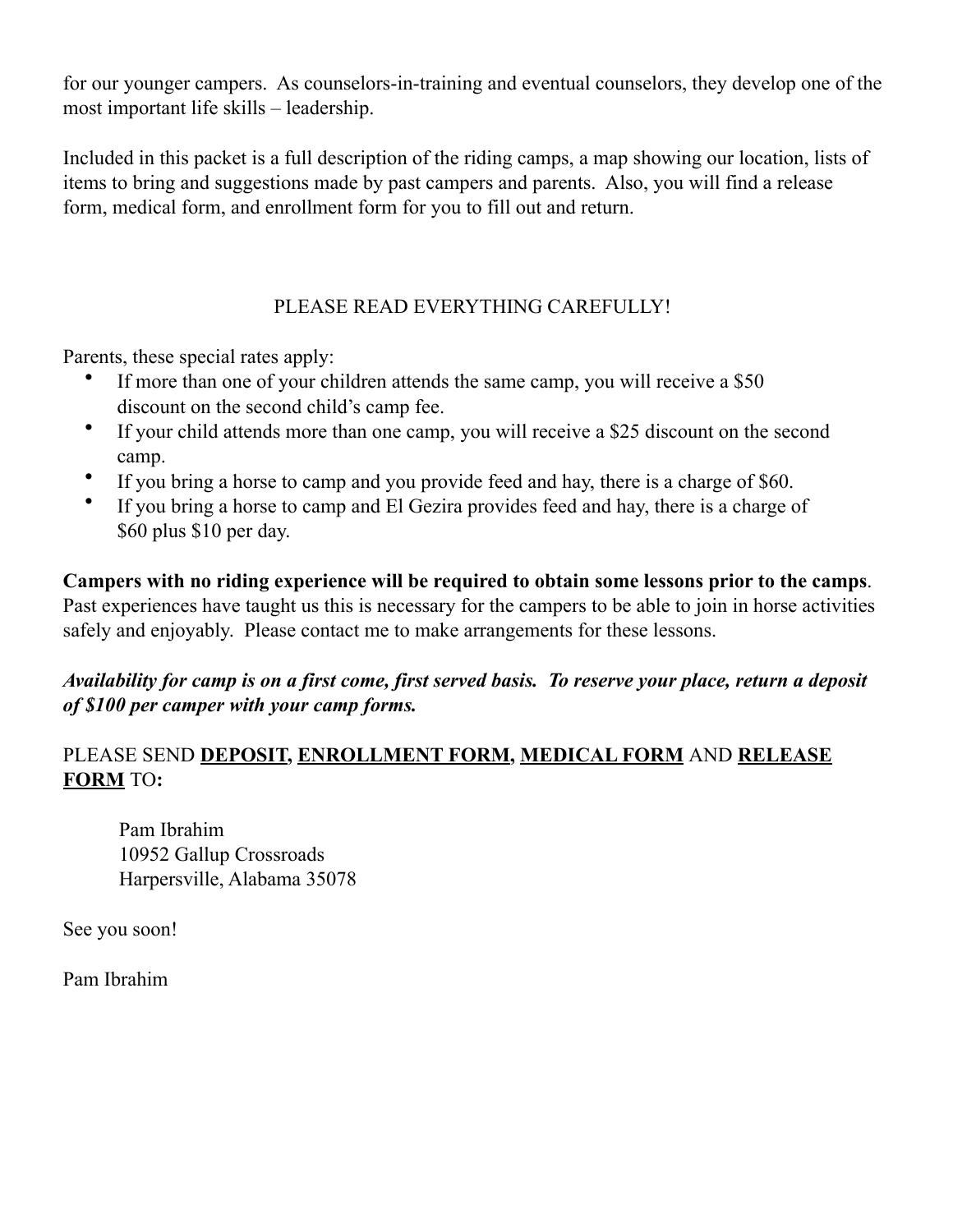for our younger campers. As counselors-in-training and eventual counselors, they develop one of the most important life skills – leadership.

Included in this packet is a full description of the riding camps, a map showing our location, lists of items to bring and suggestions made by past campers and parents. Also, you will find a release form, medical form, and enrollment form for you to fill out and return.

PLEASE READ EVERYTHING CAREFULLY!

Parents, these special rates apply:

- If more than one of your children attends the same camp, you will receive a $50 discount on the second child's camp fee.
- If your child attends more than one camp, you will receive a $25 discount on the second camp.
- If you bring a horse to camp and you provide feed and hay, there is a charge of $60.
- If you bring a horse to camp and El Gezira provides feed and hay, there is a charge of $60 plus $10 per day.

**Campers with no riding experience will be required to obtain some lessons prior to the camps**. Past experiences have taught us this is necessary for the campers to be able to join in horse activities safely and enjoyably. Please contact me to make arrangements for these lessons.

***Availability for camp is on a first come, first served basis. To reserve your place, return a deposit of $100 per camper with your camp forms.***

PLEASE SEND <u>**DEPOSIT,**</u> <u>**ENROLLMENT FORM,**</u> <u>**MEDICAL FORM**</u> AND <u>**RELEASE FORM**</u> TO**:**

Pam Ibrahim
10952 Gallup Crossroads
Harpersville, Alabama 35078

See you soon!

Pam Ibrahim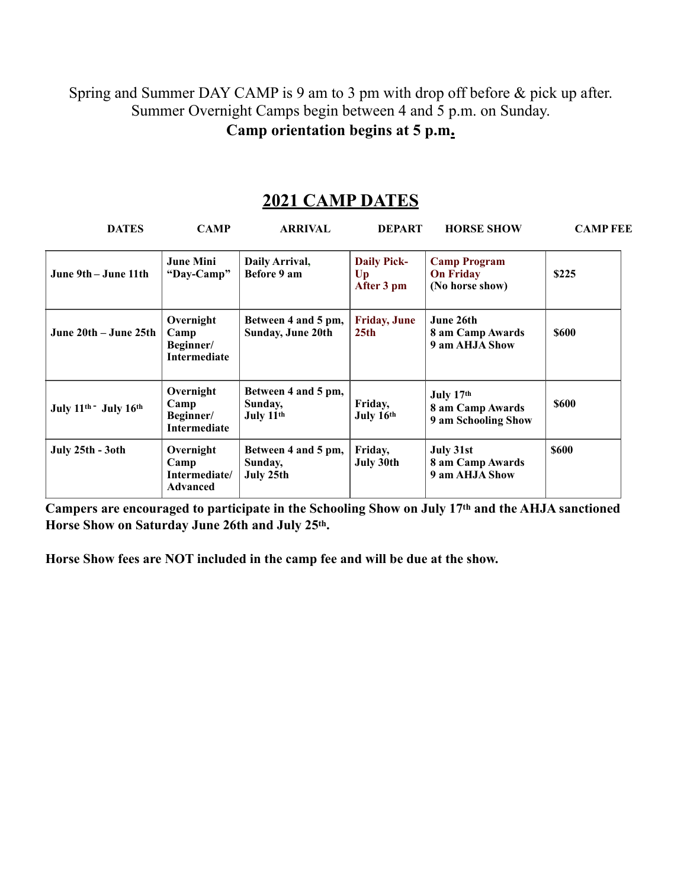Spring and Summer DAY CAMP is 9 am to 3 pm with drop off before & pick up after.
Summer Overnight Camps begin between 4 and 5 p.m. on Sunday.
**Camp orientation begins at 5 p.m.**

## 2021 CAMP DATES

| DATES | CAMP | ARRIVAL | DEPART | HORSE SHOW | CAMP FEE |
|---|---|---|---|---|---|
| **June 9th – June 11th** | **June Mini "Day-Camp"** | **Daily Arrival, Before 9 am** | **Daily Pick-Up After 3 pm** | **Camp Program On Friday (No horse show)** | **$225** |
| **June 20th – June 25th** | **Overnight Camp Beginner/ Intermediate** | **Between 4 and 5 pm, Sunday, June 20th** | **Friday, June 25th** | **June 26th 8 am Camp Awards 9 am AHJA Show** | **$600** |
| **July 11th - July 16th** | **Overnight Camp Beginner/ Intermediate** | **Between 4 and 5 pm, Sunday, July 11th** | **Friday, July 16th** | **July 17th 8 am Camp Awards 9 am Schooling Show** | **$600** |
| **July 25th - 3oth** | **Overnight Camp Intermediate/ Advanced** | **Between 4 and 5 pm, Sunday, July 25th** | **Friday, July 30th** | **July 31st 8 am Camp Awards 9 am AHJA Show** | **$600** |

**Campers are encouraged to participate in the Schooling Show on July 17th and the AHJA sanctioned Horse Show on Saturday June 26th and July 25th.**

**Horse Show fees are NOT included in the camp fee and will be due at the show.**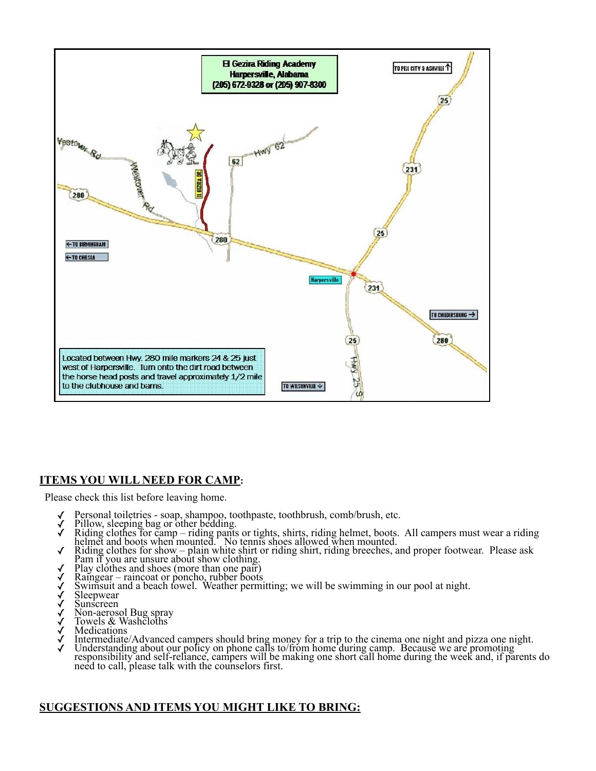El Gezira Riding Academy
Harpersville, Alabama
(205) 672-9328 or (205) 907-8300

Located between Hwy. 280 mile markers 24 & 25 just west of Harpersville. Turn onto the dirt road between the horse head posts and travel approximately 1/2 mile to the clubhouse and barns.

## ITEMS YOU WILL NEED FOR CAMP:

Please check this list before leaving home.

- ✓ Personal toiletries - soap, shampoo, toothpaste, toothbrush, comb/brush, etc.
- ✓ Pillow, sleeping bag or other bedding.
- ✓ Riding clothes for camp – riding pants or tights, shirts, riding helmet, boots. All campers must wear a riding helmet and boots when mounted. No tennis shoes allowed when mounted.
- ✓ Riding clothes for show – plain white shirt or riding shirt, riding breeches, and proper footwear. Please ask Pam if you are unsure about show clothing.
- ✓ Play clothes and shoes (more than one pair)
- ✓ Raingear – raincoat or poncho, rubber boots
- ✓ Swimsuit and a beach towel. Weather permitting; we will be swimming in our pool at night.
- ✓ Sleepwear
- ✓ Sunscreen
- ✓ Non-aerosol Bug spray
- ✓ Towels & Washcloths
- ✓ Medications
- ✓ Intermediate/Advanced campers should bring money for a trip to the cinema one night and pizza one night.
- ✓ Understanding about our policy on phone calls to/from home during camp. Because we are promoting responsibility and self-reliance, campers will be making one short call home during the week and, if parents do need to call, please talk with the counselors first.

## SUGGESTIONS AND ITEMS YOU MIGHT LIKE TO BRING: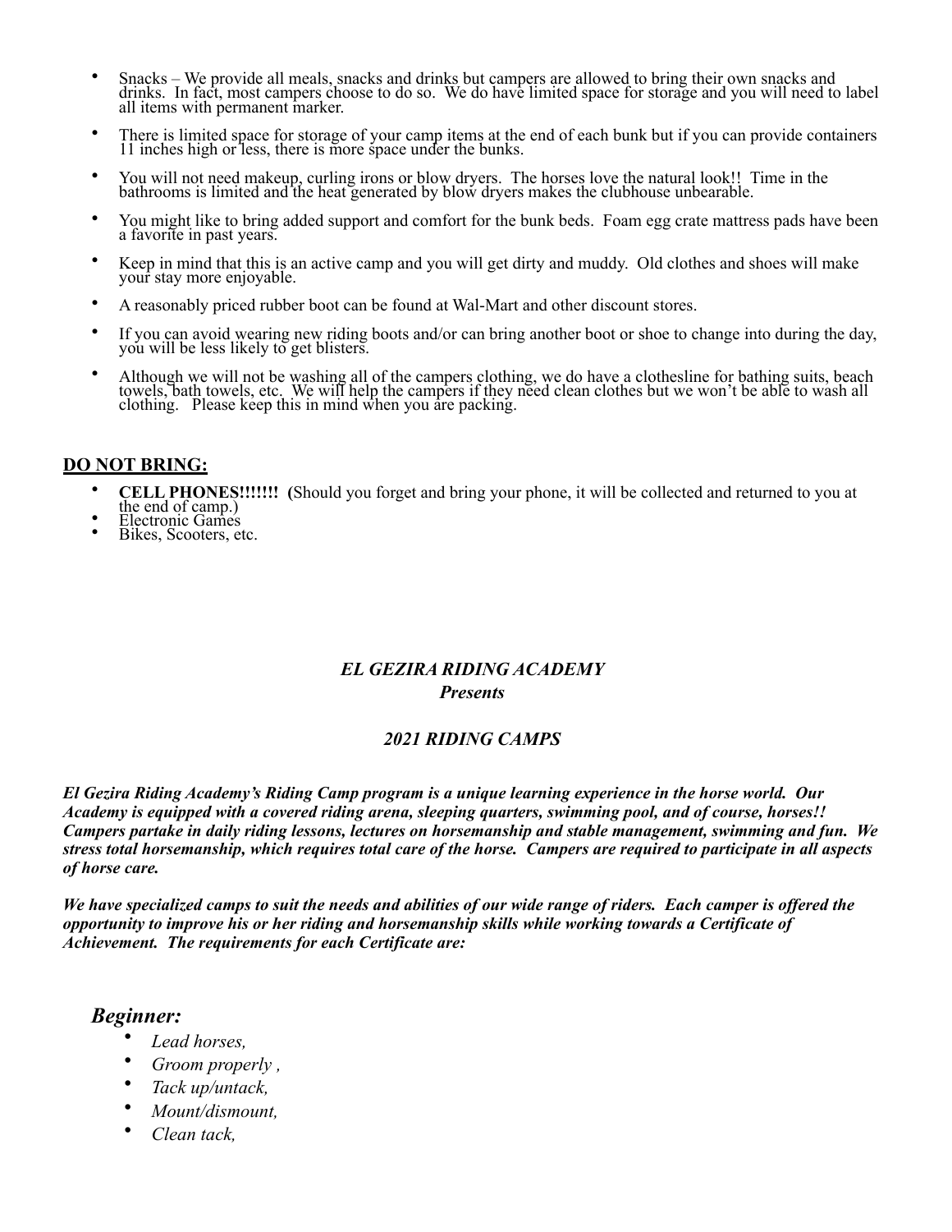- Snacks – We provide all meals, snacks and drinks but campers are allowed to bring their own snacks and drinks. In fact, most campers choose to do so. We do have limited space for storage and you will need to label all items with permanent marker.
- There is limited space for storage of your camp items at the end of each bunk but if you can provide containers 11 inches high or less, there is more space under the bunks.
- You will not need makeup, curling irons or blow dryers. The horses love the natural look!! Time in the bathrooms is limited and the heat generated by blow dryers makes the clubhouse unbearable.
- You might like to bring added support and comfort for the bunk beds. Foam egg crate mattress pads have been a favorite in past years.
- Keep in mind that this is an active camp and you will get dirty and muddy. Old clothes and shoes will make your stay more enjoyable.
- A reasonably priced rubber boot can be found at Wal-Mart and other discount stores.
- If you can avoid wearing new riding boots and/or can bring another boot or shoe to change into during the day, you will be less likely to get blisters.
- Although we will not be washing all of the campers clothing, we do have a clothesline for bathing suits, beach towels, bath towels, etc. We will help the campers if they need clean clothes but we won't be able to wash all clothing. Please keep this in mind when you are packing.

## DO NOT BRING:

- **CELL PHONES!!!!!!!** (Should you forget and bring your phone, it will be collected and returned to you at the end of camp.)
- Electronic Games
- Bikes, Scooters, etc.

## *EL GEZIRA RIDING ACADEMY*
### *Presents*

## *2021 RIDING CAMPS*

***El Gezira Riding Academy's Riding Camp program is a unique learning experience in the horse world. Our Academy is equipped with a covered riding arena, sleeping quarters, swimming pool, and of course, horses!! Campers partake in daily riding lessons, lectures on horsemanship and stable management, swimming and fun. We stress total horsemanship, which requires total care of the horse. Campers are required to participate in all aspects of horse care.***

***We have specialized camps to suit the needs and abilities of our wide range of riders. Each camper is offered the opportunity to improve his or her riding and horsemanship skills while working towards a Certificate of Achievement. The requirements for each Certificate are:***

### *Beginner:*

- *Lead horses,*
- *Groom properly ,*
- *Tack up/untack,*
- *Mount/dismount,*
- *Clean tack,*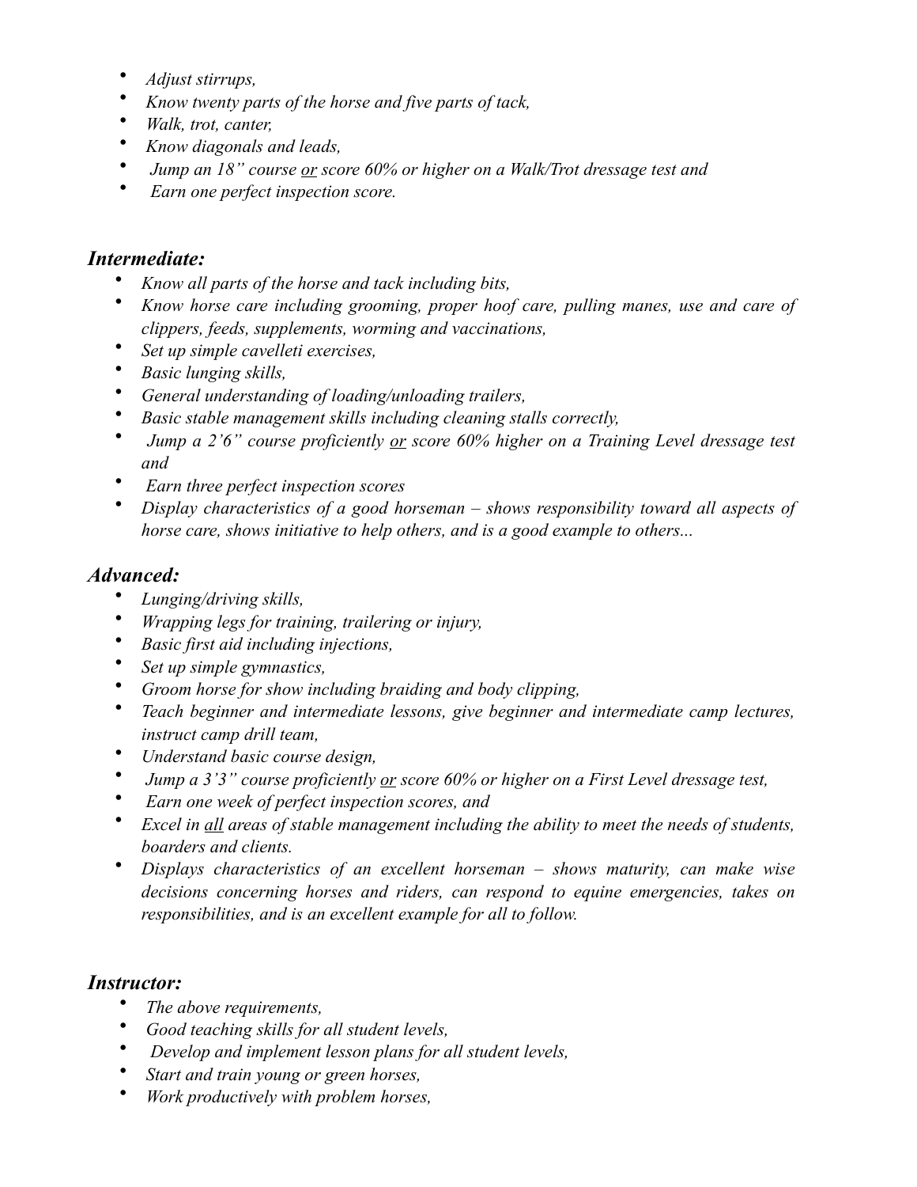- *Adjust stirrups,*
- *Know twenty parts of the horse and five parts of tack,*
- *Walk, trot, canter,*
- *Know diagonals and leads,*
- *Jump an 18" course* ***or*** *score 60% or higher on a Walk/Trot dressage test and*
- *Earn one perfect inspection score.*

### *Intermediate:*

- *Know all parts of the horse and tack including bits,*
- *Know horse care including grooming, proper hoof care, pulling manes, use and care of clippers, feeds, supplements, worming and vaccinations,*
- *Set up simple cavelleti exercises,*
- *Basic lunging skills,*
- *General understanding of loading/unloading trailers,*
- *Basic stable management skills including cleaning stalls correctly,*
- *Jump a 2'6" course proficiently* ***or*** *score 60% higher on a Training Level dressage test and*
- *Earn three perfect inspection scores*
- *Display characteristics of a good horseman – shows responsibility toward all aspects of horse care, shows initiative to help others, and is a good example to others...*

### *Advanced:*

- *Lunging/driving skills,*
- *Wrapping legs for training, trailering or injury,*
- *Basic first aid including injections,*
- *Set up simple gymnastics,*
- *Groom horse for show including braiding and body clipping,*
- *Teach beginner and intermediate lessons, give beginner and intermediate camp lectures, instruct camp drill team,*
- *Understand basic course design,*
- *Jump a 3'3" course proficiently* ***or*** *score 60% or higher on a First Level dressage test,*
- *Earn one week of perfect inspection scores, and*
- *Excel in* ***all*** *areas of stable management including the ability to meet the needs of students, boarders and clients.*
- *Displays characteristics of an excellent horseman – shows maturity, can make wise decisions concerning horses and riders, can respond to equine emergencies, takes on responsibilities, and is an excellent example for all to follow.*

### *Instructor:*

- *The above requirements,*
- *Good teaching skills for all student levels,*
- *Develop and implement lesson plans for all student levels,*
- *Start and train young or green horses,*
- *Work productively with problem horses,*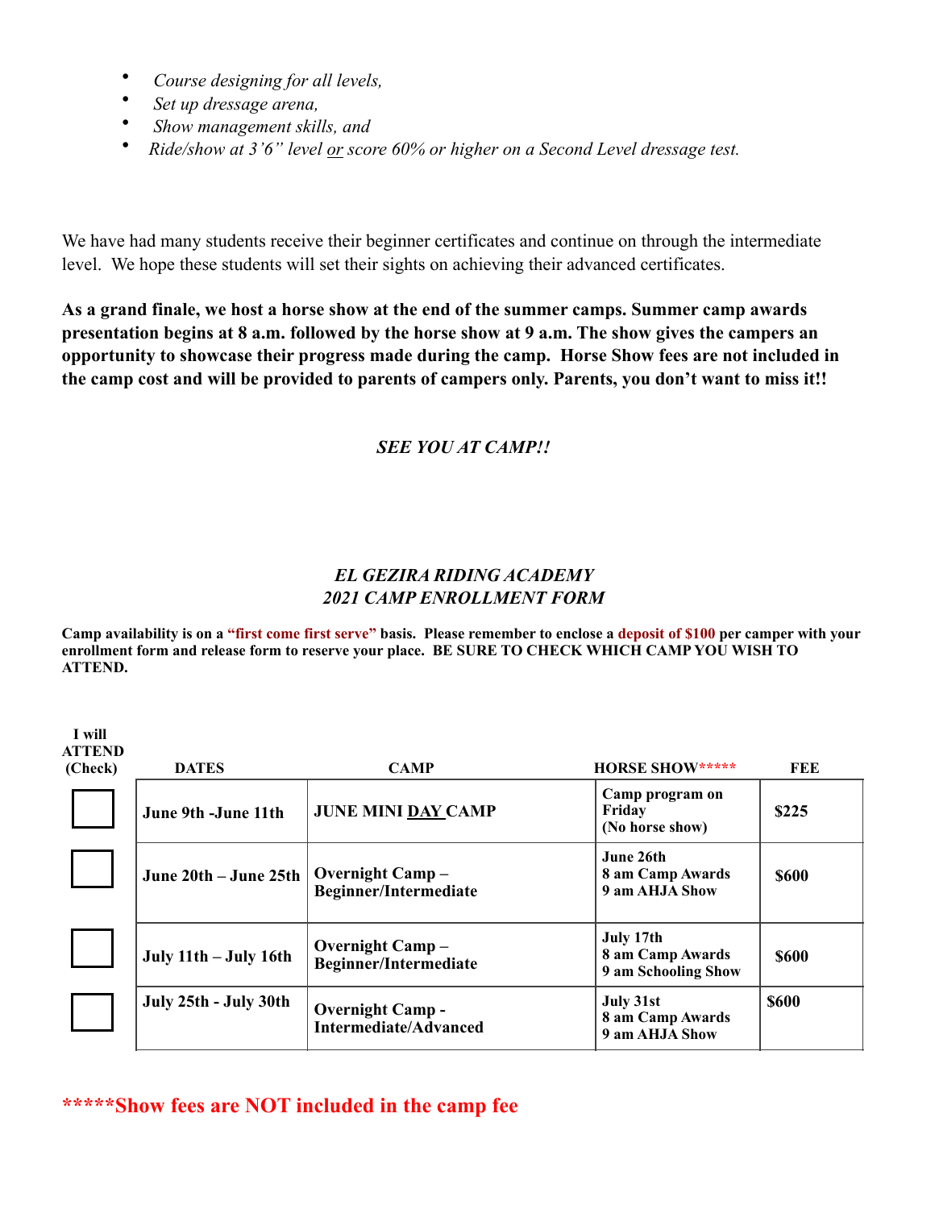- *Course designing for all levels,*
- *Set up dressage arena,*
- *Show management skills, and*
- *Ride/show at 3'6" level or score 60% or higher on a Second Level dressage test.*

We have had many students receive their beginner certificates and continue on through the intermediate level. We hope these students will set their sights on achieving their advanced certificates.

**As a grand finale, we host a horse show at the end of the summer camps. Summer camp awards presentation begins at 8 a.m. followed by the horse show at 9 a.m. The show gives the campers an opportunity to showcase their progress made during the camp. Horse Show fees are not included in the camp cost and will be provided to parents of campers only. Parents, you don't want to miss it!!**

*SEE YOU AT CAMP!!*

## *EL GEZIRA RIDING ACADEMY*
## *2021 CAMP ENROLLMENT FORM*

**Camp availability is on a "first come first serve" basis. Please remember to enclose a deposit of $100 per camper with your enrollment form and release form to reserve your place. BE SURE TO CHECK WHICH CAMP YOU WISH TO ATTEND.**

| I will ATTEND (Check) | DATES | CAMP | HORSE SHOW***** | FEE |
|---|---|---|---|---|
| ☐ | **June 9th -June 11th** | **JUNE MINI DAY CAMP** | **Camp program on Friday (No horse show)** | **$225** |
| ☐ | **June 20th – June 25th** | **Overnight Camp – Beginner/Intermediate** | **June 26th 8 am Camp Awards 9 am AHJA Show** | **$600** |
| ☐ | **July 11th – July 16th** | **Overnight Camp – Beginner/Intermediate** | **July 17th 8 am Camp Awards 9 am Schooling Show** | **$600** |
| ☐ | **July 25th - July 30th** | **Overnight Camp - Intermediate/Advanced** | **July 31st 8 am Camp Awards 9 am AHJA Show** | **$600** |

**\*\*\*\*\*Show fees are NOT included in the camp fee**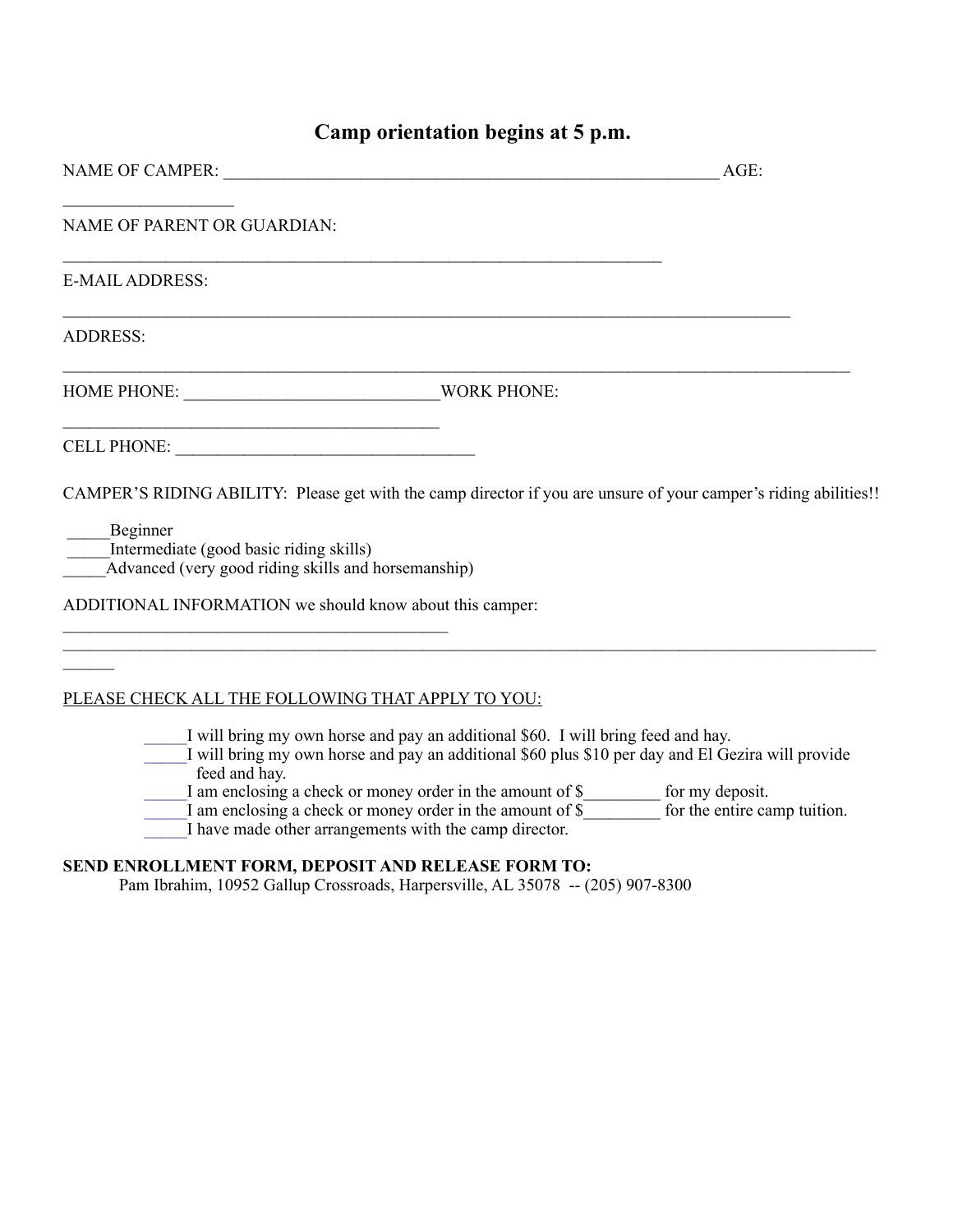## Camp orientation begins at 5 p.m.

NAME OF CAMPER: ____________________________________________________________ AGE: ____________________

NAME OF PARENT OR GUARDIAN: ___________________________________________________________________________

E-MAIL ADDRESS: ________________________________________________________________________________________

ADDRESS: ________________________________________________________________________________________________

HOME PHONE: ______________________________WORK PHONE: ____________________________________________

CELL PHONE: ___________________________________

CAMPER'S RIDING ABILITY: Please get with the camp director if you are unsure of your camper's riding abilities!!

_____Beginner
_____Intermediate (good basic riding skills)
_____Advanced (very good riding skills and horsemanship)

ADDITIONAL INFORMATION we should know about this camper: _____________________________________________
________________________________________________________________________________________________________

PLEASE CHECK ALL THE FOLLOWING THAT APPLY TO YOU:

- _____I will bring my own horse and pay an additional $60. I will bring feed and hay.
- _____I will bring my own horse and pay an additional $60 plus $10 per day and El Gezira will provide feed and hay.
- _____I am enclosing a check or money order in the amount of $_________ for my deposit.
- _____I am enclosing a check or money order in the amount of $_________ for the entire camp tuition.
- _____I have made other arrangements with the camp director.

**SEND ENROLLMENT FORM, DEPOSIT AND RELEASE FORM TO:**
Pam Ibrahim, 10952 Gallup Crossroads, Harpersville, AL 35078 -- (205) 907-8300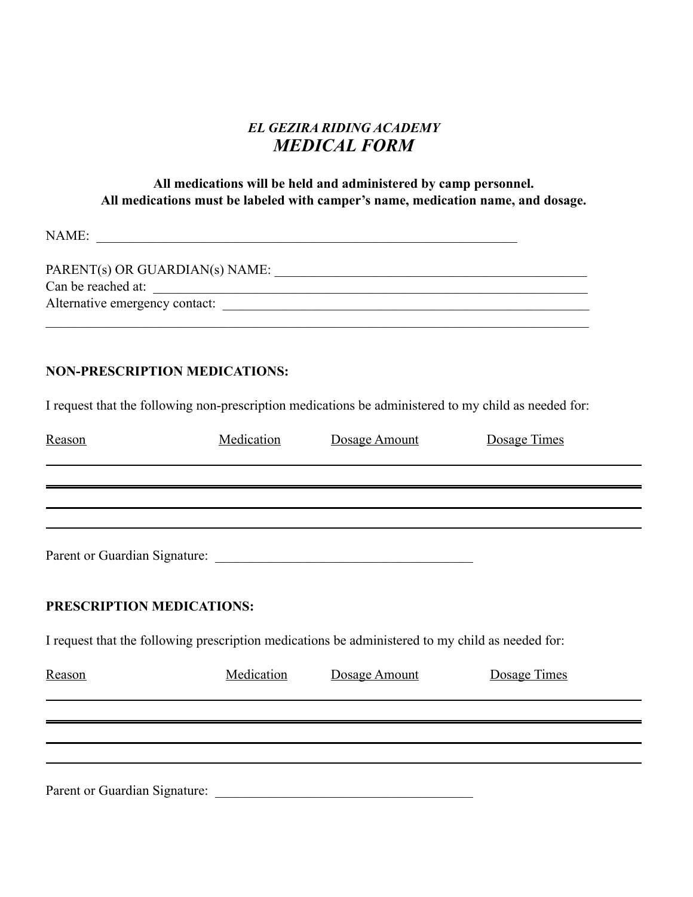*EL GEZIRA RIDING ACADEMY*

# *MEDICAL FORM*

**All medications will be held and administered by camp personnel.**
**All medications must be labeled with camper's name, medication name, and dosage.**

NAME: ________________________________________________________________

PARENT(s) OR GUARDIAN(s) NAME: ______________________________________________
Can be reached at: ______________________________________________________________
Alternative emergency contact: ________________________________________________________
__________________________________________________________________________________

**NON-PRESCRIPTION MEDICATIONS:**

I request that the following non-prescription medications be administered to my child as needed for:

| Reason | Medication | Dosage Amount | Dosage Times |
|---|---|---|---|
| | | | |
| | | | |
| | | | |
| | | | |

Parent or Guardian Signature: ____________________________________

**PRESCRIPTION MEDICATIONS:**

I request that the following prescription medications be administered to my child as needed for:

| Reason | Medication | Dosage Amount | Dosage Times |
|---|---|---|---|
| | | | |
| | | | |
| | | | |
| | | | |

Parent or Guardian Signature: ____________________________________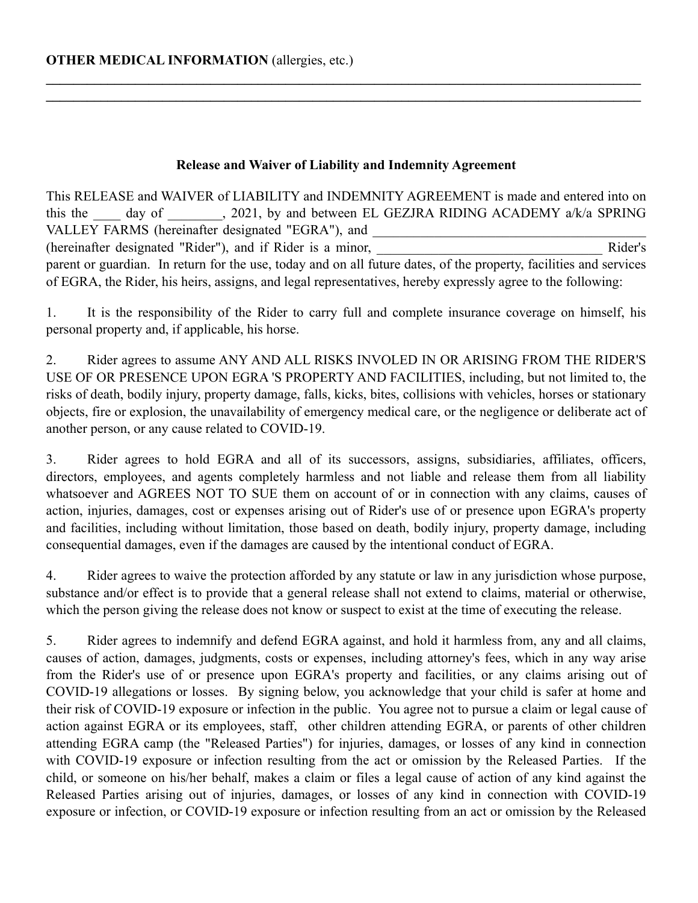**OTHER MEDICAL INFORMATION** (allergies, etc.)

\_\_\_\_\_\_\_\_\_\_\_\_\_\_\_\_\_\_\_\_\_\_\_\_\_\_\_\_\_\_\_\_\_\_\_\_\_\_\_\_\_\_\_\_\_\_\_\_\_\_\_\_\_\_\_\_\_\_\_\_\_\_\_\_\_\_\_\_\_\_\_\_\_\_\_\_\_\_

\_\_\_\_\_\_\_\_\_\_\_\_\_\_\_\_\_\_\_\_\_\_\_\_\_\_\_\_\_\_\_\_\_\_\_\_\_\_\_\_\_\_\_\_\_\_\_\_\_\_\_\_\_\_\_\_\_\_\_\_\_\_\_\_\_\_\_\_\_\_\_\_\_\_\_\_\_\_

**Release and Waiver of Liability and Indemnity Agreement**

This RELEASE and WAIVER of LIABILITY and INDEMNITY AGREEMENT is made and entered into on this the \_\_\_\_ day of \_\_\_\_\_\_\_\_, 2021, by and between EL GEZJRA RIDING ACADEMY a/k/a SPRING VALLEY FARMS (hereinafter designated "EGRA"), and \_\_\_\_\_\_\_\_\_\_\_\_\_\_\_\_\_\_\_\_\_\_\_\_\_\_\_\_\_\_\_\_\_\_\_\_\_\_\_\_ (hereinafter designated "Rider"), and if Rider is a minor, \_\_\_\_\_\_\_\_\_\_\_\_\_\_\_\_\_\_\_\_\_\_\_\_\_\_\_\_\_\_\_\_\_\_ Rider's parent or guardian. In return for the use, today and on all future dates, of the property, facilities and services of EGRA, the Rider, his heirs, assigns, and legal representatives, hereby expressly agree to the following:

1. It is the responsibility of the Rider to carry full and complete insurance coverage on himself, his personal property and, if applicable, his horse.

2. Rider agrees to assume ANY AND ALL RISKS INVOLED IN OR ARISING FROM THE RIDER'S USE OF OR PRESENCE UPON EGRA 'S PROPERTY AND FACILITIES, including, but not limited to, the risks of death, bodily injury, property damage, falls, kicks, bites, collisions with vehicles, horses or stationary objects, fire or explosion, the unavailability of emergency medical care, or the negligence or deliberate act of another person, or any cause related to COVID-19.

3. Rider agrees to hold EGRA and all of its successors, assigns, subsidiaries, affiliates, officers, directors, employees, and agents completely harmless and not liable and release them from all liability whatsoever and AGREES NOT TO SUE them on account of or in connection with any claims, causes of action, injuries, damages, cost or expenses arising out of Rider's use of or presence upon EGRA's property and facilities, including without limitation, those based on death, bodily injury, property damage, including consequential damages, even if the damages are caused by the intentional conduct of EGRA.

4. Rider agrees to waive the protection afforded by any statute or law in any jurisdiction whose purpose, substance and/or effect is to provide that a general release shall not extend to claims, material or otherwise, which the person giving the release does not know or suspect to exist at the time of executing the release.

5. Rider agrees to indemnify and defend EGRA against, and hold it harmless from, any and all claims, causes of action, damages, judgments, costs or expenses, including attorney's fees, which in any way arise from the Rider's use of or presence upon EGRA's property and facilities, or any claims arising out of COVID-19 allegations or losses. By signing below, you acknowledge that your child is safer at home and their risk of COVID-19 exposure or infection in the public. You agree not to pursue a claim or legal cause of action against EGRA or its employees, staff, other children attending EGRA, or parents of other children attending EGRA camp (the "Released Parties") for injuries, damages, or losses of any kind in connection with COVID-19 exposure or infection resulting from the act or omission by the Released Parties. If the child, or someone on his/her behalf, makes a claim or files a legal cause of action of any kind against the Released Parties arising out of injuries, damages, or losses of any kind in connection with COVID-19 exposure or infection, or COVID-19 exposure or infection resulting from an act or omission by the Released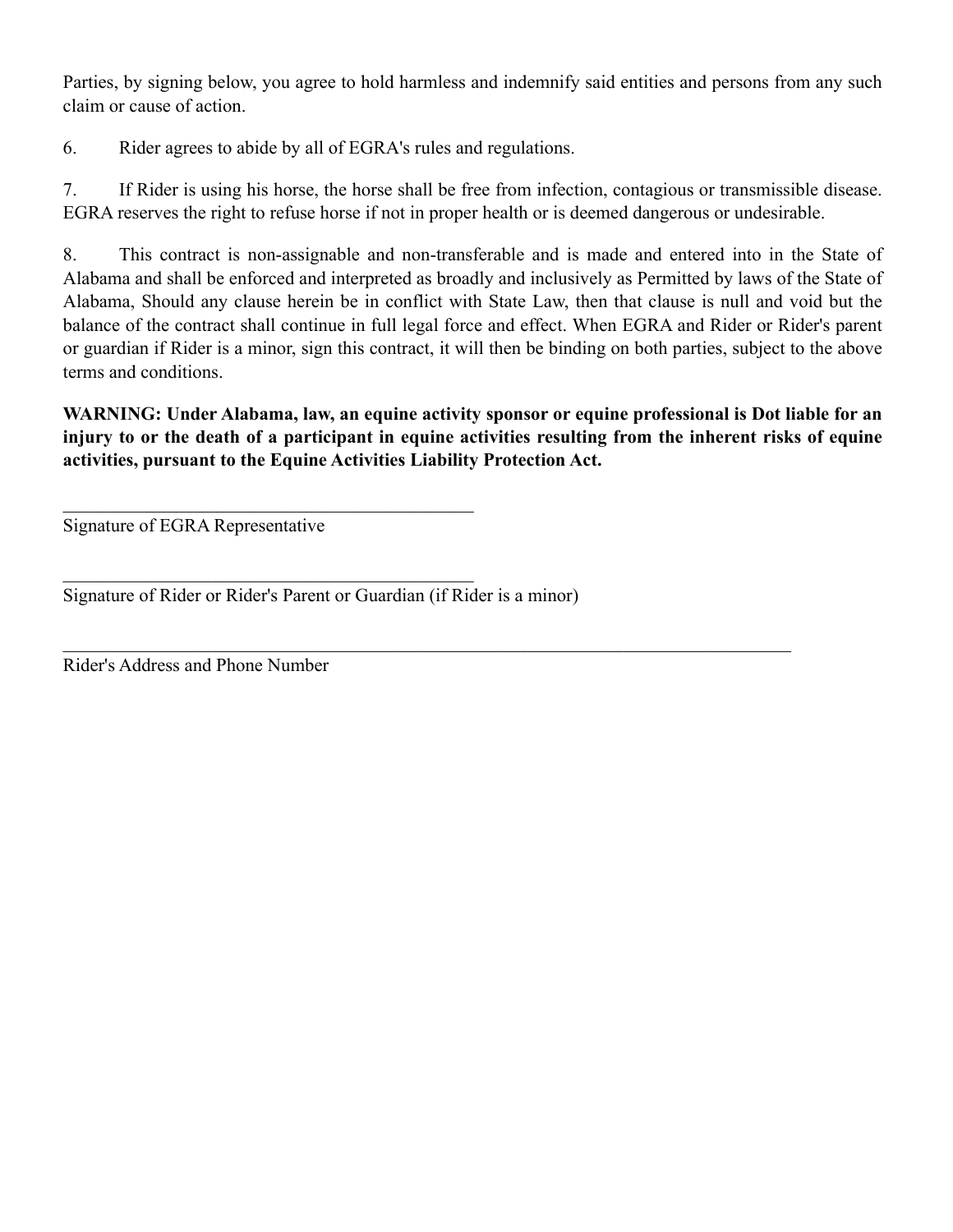Parties, by signing below, you agree to hold harmless and indemnify said entities and persons from any such claim or cause of action.

6. Rider agrees to abide by all of EGRA's rules and regulations.

7. If Rider is using his horse, the horse shall be free from infection, contagious or transmissible disease. EGRA reserves the right to refuse horse if not in proper health or is deemed dangerous or undesirable.

8. This contract is non-assignable and non-transferable and is made and entered into in the State of Alabama and shall be enforced and interpreted as broadly and inclusively as Permitted by laws of the State of Alabama, Should any clause herein be in conflict with State Law, then that clause is null and void but the balance of the contract shall continue in full legal force and effect. When EGRA and Rider or Rider's parent or guardian if Rider is a minor, sign this contract, it will then be binding on both parties, subject to the above terms and conditions.

**WARNING: Under Alabama, law, an equine activity sponsor or equine professional is Dot liable for an injury to or the death of a participant in equine activities resulting from the inherent risks of equine activities, pursuant to the Equine Activities Liability Protection Act.**

\_\_\_\_\_\_\_\_\_\_\_\_\_\_\_\_\_\_\_\_\_\_\_\_\_\_\_\_\_\_\_\_\_\_\_\_\_\_\_\_\_\_\_\_\_

Signature of EGRA Representative

\_\_\_\_\_\_\_\_\_\_\_\_\_\_\_\_\_\_\_\_\_\_\_\_\_\_\_\_\_\_\_\_\_\_\_\_\_\_\_\_\_\_\_\_\_

Signature of Rider or Rider's Parent or Guardian (if Rider is a minor)

\_\_\_\_\_\_\_\_\_\_\_\_\_\_\_\_\_\_\_\_\_\_\_\_\_\_\_\_\_\_\_\_\_\_\_\_\_\_\_\_\_\_\_\_\_\_\_\_\_\_\_\_\_\_\_\_\_\_\_\_\_\_\_\_\_\_\_\_\_\_\_\_\_\_\_\_\_\_

Rider's Address and Phone Number